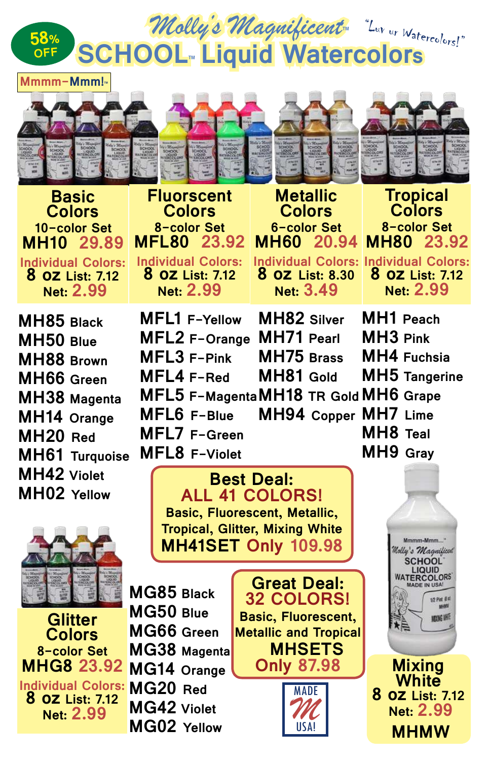58% OFF

# Molly's Magnificent™ SCHOOL™ Liquid Watercolors

"Luv ur Watercolors!"

Mmmm-Mmm!™

## Basic Colors
10-color Set
**MH10 29.89**

Individual Colors:
8 oz List: 7.12
Net: 2.99

- MH85 Black
- MH50 Blue
- MH88 Brown
- MH66 Green
- MH38 Magenta
- MH14 Orange
- MH20 Red
- MH61 Turquoise
- MH42 Violet
- MH02 Yellow

## Fluorscent Colors
8-color Set
**MFL80 23.92**

Individual Colors:
8 oz List: 7.12
Net: 2.99

- MFL1 F-Yellow
- MFL2 F-Orange
- MFL3 F-Pink
- MFL4 F-Red
- MFL5 F-Magenta
- MFL6 F-Blue
- MFL7 F-Green
- MFL8 F-Violet

## Metallic Colors
6-color Set
**MH60 20.94**

Individual Colors:
8 oz List: 8.30
Net: 3.49

- MH82 Silver
- MH71 Pearl
- MH75 Brass
- MH81 Gold
- MH18 TR Gold
- MH94 Copper

## Tropical Colors
8-color Set
**MH80 23.92**

Individual Colors:
8 oz List: 7.12
Net: 2.99

- MH1 Peach
- MH3 Pink
- MH4 Fuchsia
- MH5 Tangerine
- MH6 Grape
- MH7 Lime
- MH8 Teal
- MH9 Gray

## Best Deal:
**ALL 41 COLORS!**
Basic, Fluorescent, Metallic, Tropical, Glitter, Mixing White
**MH41SET Only 109.98**

## Glitter Colors
8-color Set
**MHG8 23.92**

Individual Colors:
8 oz List: 7.12
Net: 2.99

- MG85 Black
- MG50 Blue
- MG66 Green
- MG38 Magenta
- MG14 Orange
- MG20 Red
- MG42 Violet
- MG02 Yellow

## Great Deal:
**32 COLORS!**
Basic, Fluorescent, Metallic and Tropical
**MHSETS Only 87.98**

MADE USA!

## Mixing White
8 oz List: 7.12
Net: 2.99
**MHMW**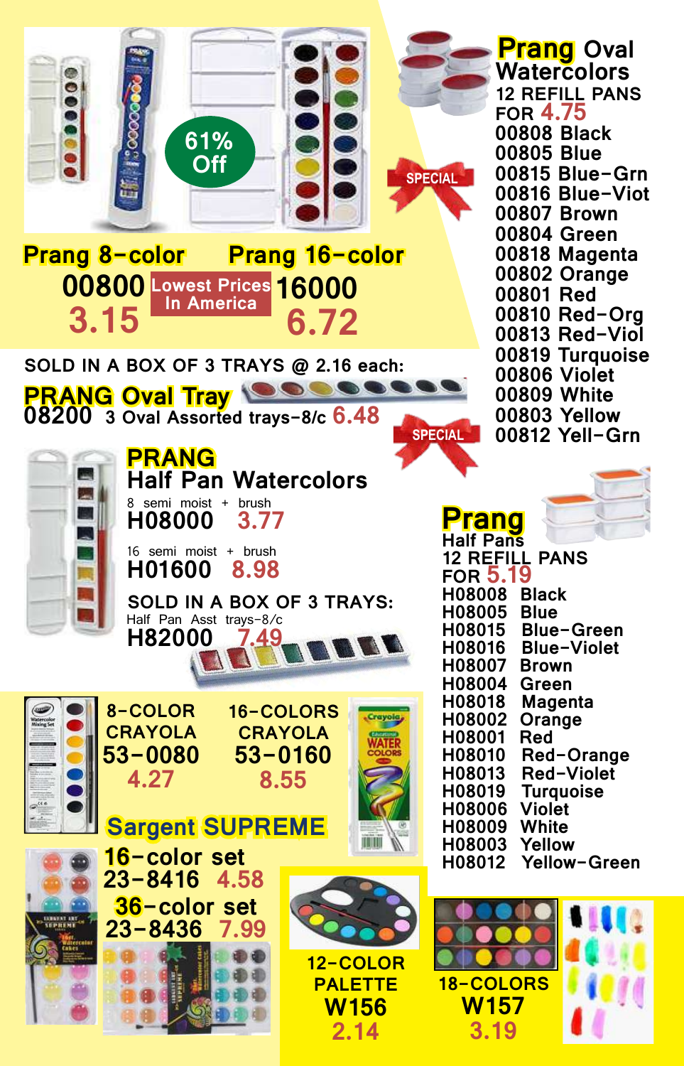61% Off

## Prang 8-color

00800

3.15

**Lowest Prices In America**

## Prang 16-color

16000

6.72

## Prang Oval Watercolors

12 REFILL PANS FOR 4.75

SPECIAL

- 00808 Black
- 00805 Blue
- 00815 Blue-Grn
- 00816 Blue-Viot
- 00807 Brown
- 00804 Green
- 00818 Magenta
- 00802 Orange
- 00801 Red
- 00810 Red-Org
- 00813 Red-Viol
- 00819 Turquoise
- 00806 Violet
- 00809 White
- 00803 Yellow
- 00812 Yell-Grn

SOLD IN A BOX OF 3 TRAYS @ 2.16 each:

## PRANG Oval Tray

08200 3 Oval Assorted trays-8/c 6.48

SPECIAL

## PRANG Half Pan Watercolors

8 semi moist + brush
**H08000** 3.77

16 semi moist + brush
**H01600** 8.98

SOLD IN A BOX OF 3 TRAYS:
Half Pan Asst trays-8/c
**H82000** 7.49

## Prang Half Pans

12 REFILL PANS FOR 5.19

- H08008 Black
- H08005 Blue
- H08015 Blue-Green
- H08016 Blue-Violet
- H08007 Brown
- H08004 Green
- H08018 Magenta
- H08002 Orange
- H08001 Red
- H08010 Red-Orange
- H08013 Red-Violet
- H08019 Turquoise
- H08006 Violet
- H08009 White
- H08003 Yellow
- H08012 Yellow-Green

8-COLOR CRAYOLA
**53-0080**
4.27

16-COLORS CRAYOLA
**53-0160**
8.55

## Sargent SUPREME

16-color set
**23-8416** 4.58

36-color set
**23-8436** 7.99

12-COLOR PALETTE
**W156**
2.14

18-COLORS
**W157**
3.19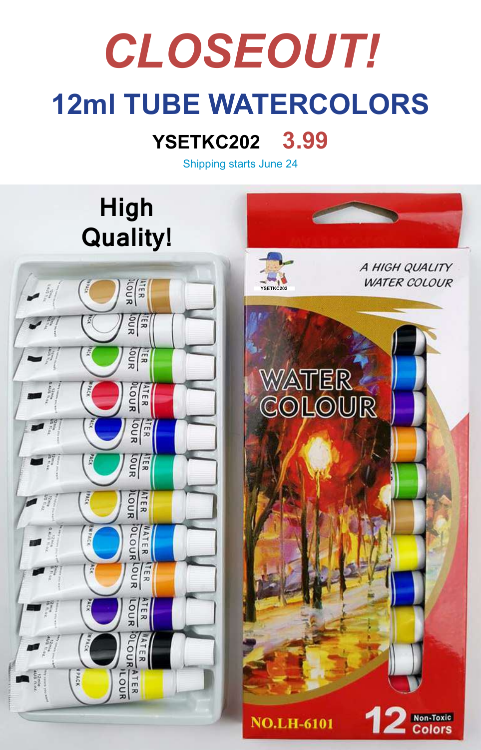# CLOSEOUT!

## 12ml TUBE WATERCOLORS

**YSETKC202 3.99**

Shipping starts June 24

High Quality!